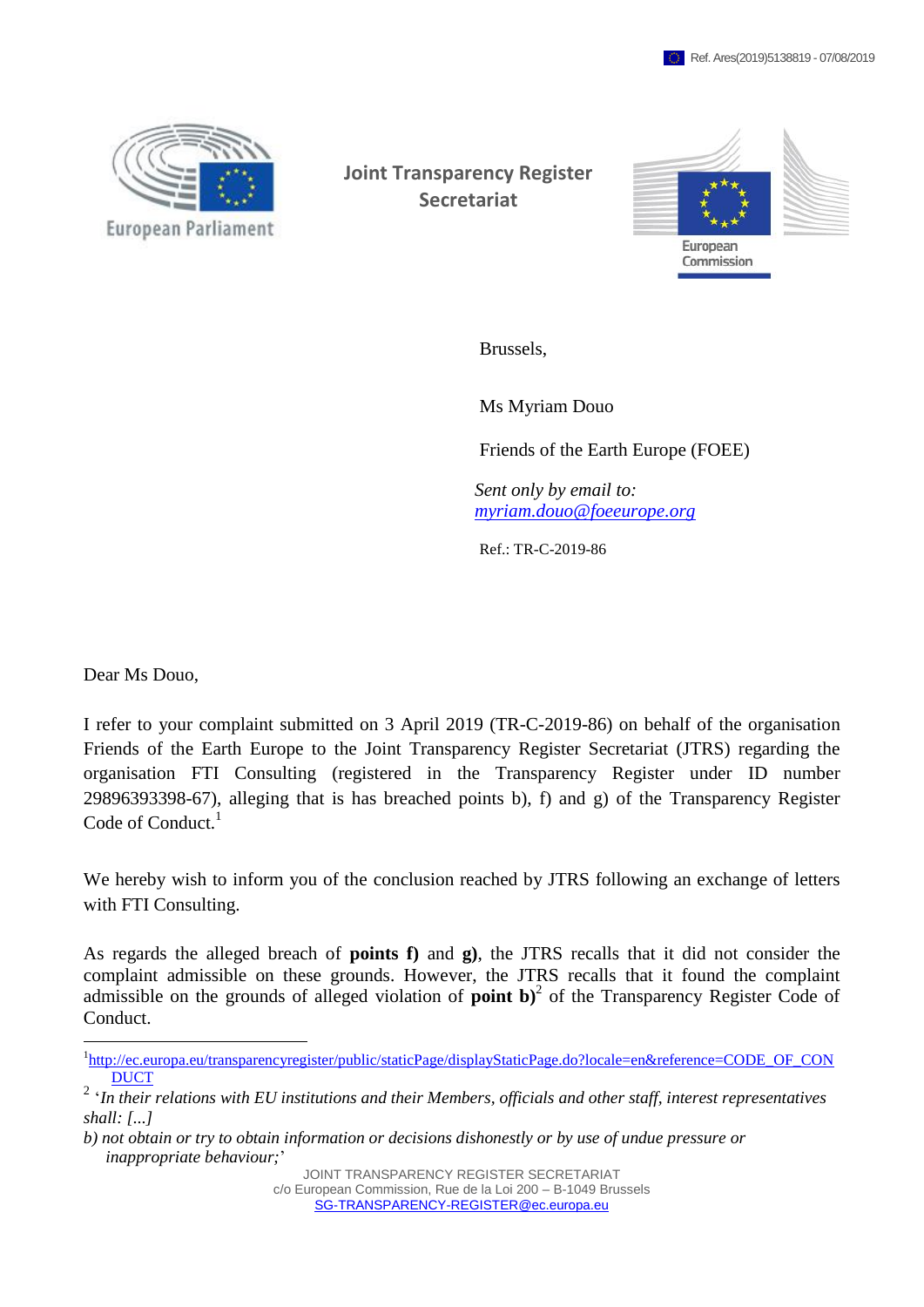Ref. Ares(2019)5138819 - 07/08/2019

European Parliament

**Joint Transparency Register Secretariat**

European Commission

Brussels,

Ms Myriam Douo

Friends of the Earth Europe (FOEE)

*Sent only by email to:* *myriam.douo@foeeurope.org*

Ref.: TR-C-2019-86

Dear Ms Douo,

I refer to your complaint submitted on 3 April 2019 (TR-C-2019-86) on behalf of the organisation Friends of the Earth Europe to the Joint Transparency Register Secretariat (JTRS) regarding the organisation FTI Consulting (registered in the Transparency Register under ID number 29896393398-67), alleging that is has breached points b), f) and g) of the Transparency Register Code of Conduct.[1]

We hereby wish to inform you of the conclusion reached by JTRS following an exchange of letters with FTI Consulting.

As regards the alleged breach of **points f)** and **g)**, the JTRS recalls that it did not consider the complaint admissible on these grounds. However, the JTRS recalls that it found the complaint admissible on the grounds of alleged violation of **point b)**[2] of the Transparency Register Code of Conduct.

---

[1] http://ec.europa.eu/transparencyregister/public/staticPage/displayStaticPage.do?locale=en&reference=CODE_OF_CONDUCT

[2] '*In their relations with EU institutions and their Members, officials and other staff, interest representatives shall: [...]*

*b) not obtain or try to obtain information or decisions dishonestly or by use of undue pressure or inappropriate behaviour;*'

JOINT TRANSPARENCY REGISTER SECRETARIAT
c/o European Commission, Rue de la Loi 200 – B-1049 Brussels
SG-TRANSPARENCY-REGISTER@ec.europa.eu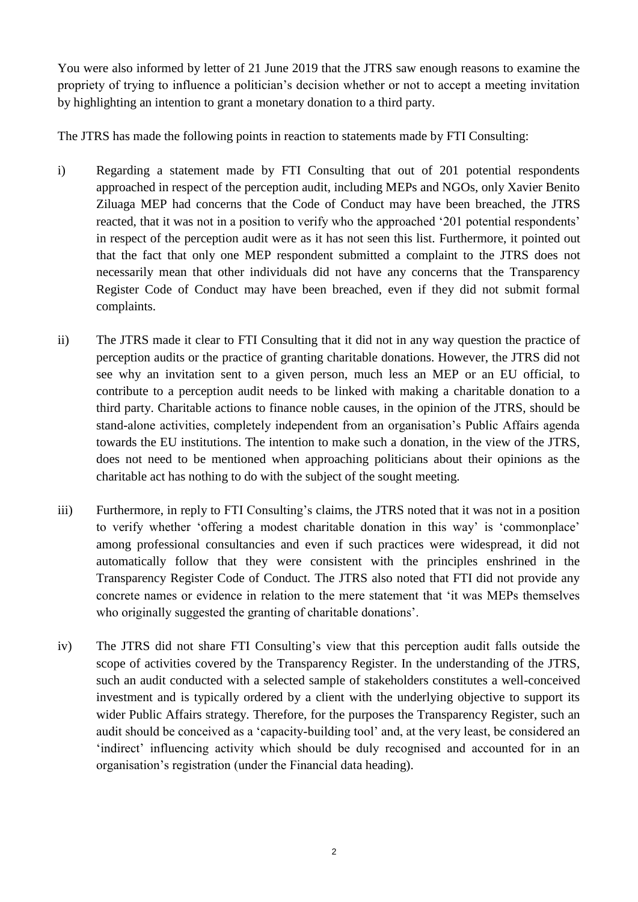You were also informed by letter of 21 June 2019 that the JTRS saw enough reasons to examine the propriety of trying to influence a politician's decision whether or not to accept a meeting invitation by highlighting an intention to grant a monetary donation to a third party.

The JTRS has made the following points in reaction to statements made by FTI Consulting:

i) Regarding a statement made by FTI Consulting that out of 201 potential respondents approached in respect of the perception audit, including MEPs and NGOs, only Xavier Benito Ziluaga MEP had concerns that the Code of Conduct may have been breached, the JTRS reacted, that it was not in a position to verify who the approached '201 potential respondents' in respect of the perception audit were as it has not seen this list. Furthermore, it pointed out that the fact that only one MEP respondent submitted a complaint to the JTRS does not necessarily mean that other individuals did not have any concerns that the Transparency Register Code of Conduct may have been breached, even if they did not submit formal complaints.

ii) The JTRS made it clear to FTI Consulting that it did not in any way question the practice of perception audits or the practice of granting charitable donations. However, the JTRS did not see why an invitation sent to a given person, much less an MEP or an EU official, to contribute to a perception audit needs to be linked with making a charitable donation to a third party. Charitable actions to finance noble causes, in the opinion of the JTRS, should be stand-alone activities, completely independent from an organisation's Public Affairs agenda towards the EU institutions. The intention to make such a donation, in the view of the JTRS, does not need to be mentioned when approaching politicians about their opinions as the charitable act has nothing to do with the subject of the sought meeting.

iii) Furthermore, in reply to FTI Consulting's claims, the JTRS noted that it was not in a position to verify whether 'offering a modest charitable donation in this way' is 'commonplace' among professional consultancies and even if such practices were widespread, it did not automatically follow that they were consistent with the principles enshrined in the Transparency Register Code of Conduct. The JTRS also noted that FTI did not provide any concrete names or evidence in relation to the mere statement that 'it was MEPs themselves who originally suggested the granting of charitable donations'.

iv) The JTRS did not share FTI Consulting's view that this perception audit falls outside the scope of activities covered by the Transparency Register. In the understanding of the JTRS, such an audit conducted with a selected sample of stakeholders constitutes a well-conceived investment and is typically ordered by a client with the underlying objective to support its wider Public Affairs strategy. Therefore, for the purposes the Transparency Register, such an audit should be conceived as a 'capacity-building tool' and, at the very least, be considered an 'indirect' influencing activity which should be duly recognised and accounted for in an organisation's registration (under the Financial data heading).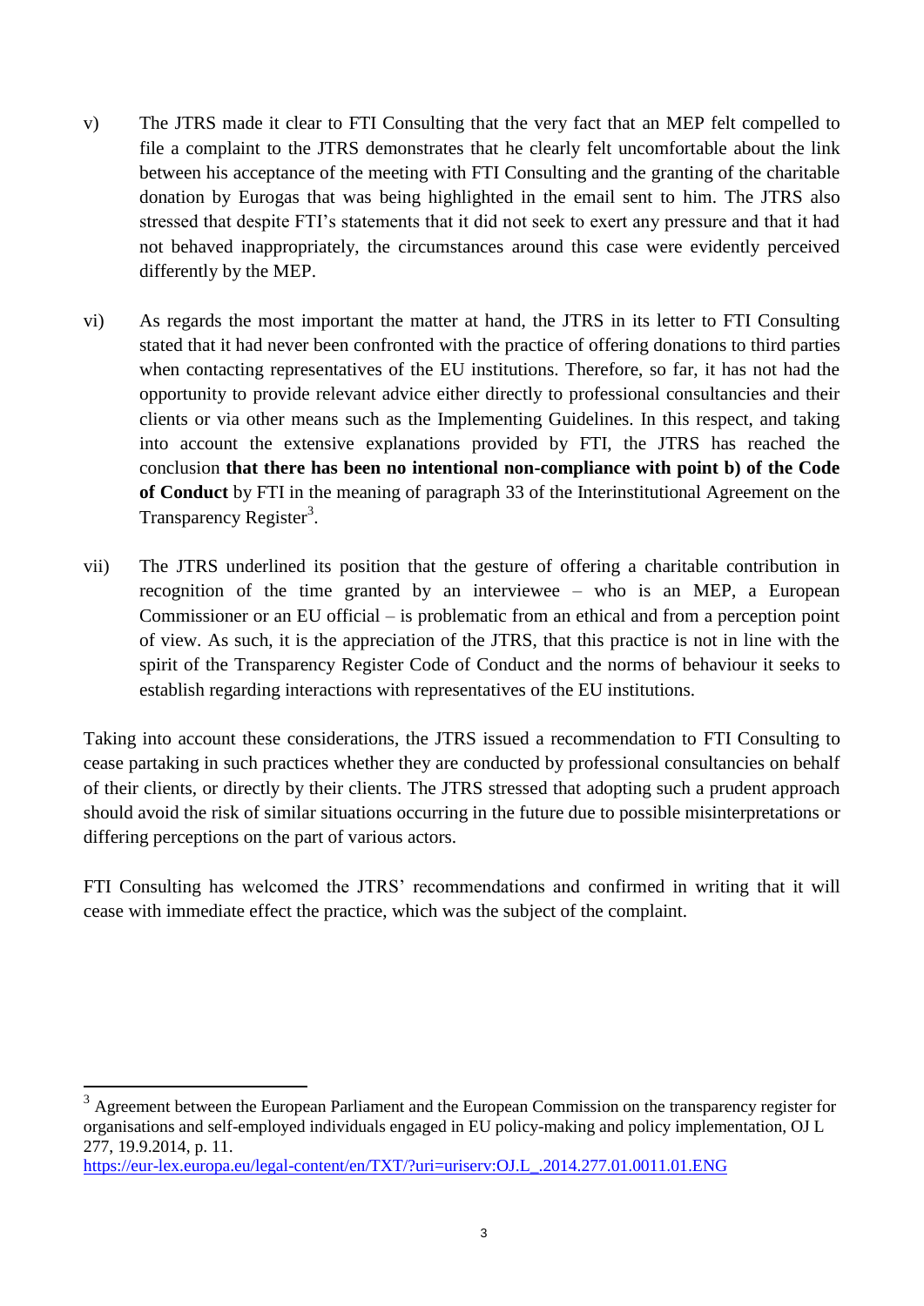v) The JTRS made it clear to FTI Consulting that the very fact that an MEP felt compelled to file a complaint to the JTRS demonstrates that he clearly felt uncomfortable about the link between his acceptance of the meeting with FTI Consulting and the granting of the charitable donation by Eurogas that was being highlighted in the email sent to him. The JTRS also stressed that despite FTI's statements that it did not seek to exert any pressure and that it had not behaved inappropriately, the circumstances around this case were evidently perceived differently by the MEP.

vi) As regards the most important the matter at hand, the JTRS in its letter to FTI Consulting stated that it had never been confronted with the practice of offering donations to third parties when contacting representatives of the EU institutions. Therefore, so far, it has not had the opportunity to provide relevant advice either directly to professional consultancies and their clients or via other means such as the Implementing Guidelines. In this respect, and taking into account the extensive explanations provided by FTI, the JTRS has reached the conclusion **that there has been no intentional non-compliance with point b) of the Code of Conduct** by FTI in the meaning of paragraph 33 of the Interinstitutional Agreement on the Transparency Register[3].

vii) The JTRS underlined its position that the gesture of offering a charitable contribution in recognition of the time granted by an interviewee – who is an MEP, a European Commissioner or an EU official – is problematic from an ethical and from a perception point of view. As such, it is the appreciation of the JTRS, that this practice is not in line with the spirit of the Transparency Register Code of Conduct and the norms of behaviour it seeks to establish regarding interactions with representatives of the EU institutions.

Taking into account these considerations, the JTRS issued a recommendation to FTI Consulting to cease partaking in such practices whether they are conducted by professional consultancies on behalf of their clients, or directly by their clients. The JTRS stressed that adopting such a prudent approach should avoid the risk of similar situations occurring in the future due to possible misinterpretations or differing perceptions on the part of various actors.

FTI Consulting has welcomed the JTRS' recommendations and confirmed in writing that it will cease with immediate effect the practice, which was the subject of the complaint.

---

[3] Agreement between the European Parliament and the European Commission on the transparency register for organisations and self-employed individuals engaged in EU policy-making and policy implementation, OJ L 277, 19.9.2014, p. 11. https://eur-lex.europa.eu/legal-content/en/TXT/?uri=uriserv:OJ.L_.2014.277.01.0011.01.ENG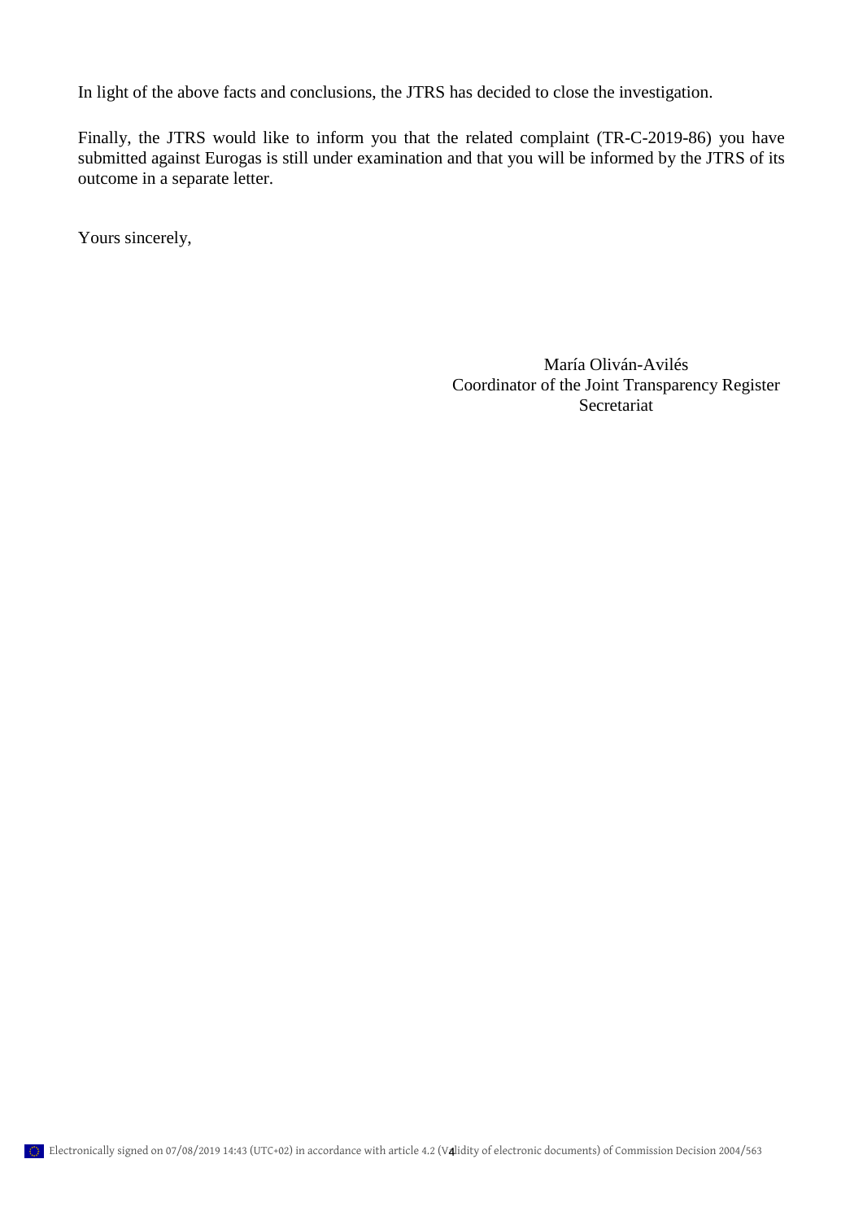In light of the above facts and conclusions, the JTRS has decided to close the investigation.

Finally, the JTRS would like to inform you that the related complaint (TR-C-2019-86) you have submitted against Eurogas is still under examination and that you will be informed by the JTRS of its outcome in a separate letter.

Yours sincerely,

María Oliván-Avilés
Coordinator of the Joint Transparency Register
Secretariat

Electronically signed on 07/08/2019 14:43 (UTC+02) in accordance with article 4.2 (Validity of electronic documents) of Commission Decision 2004/563